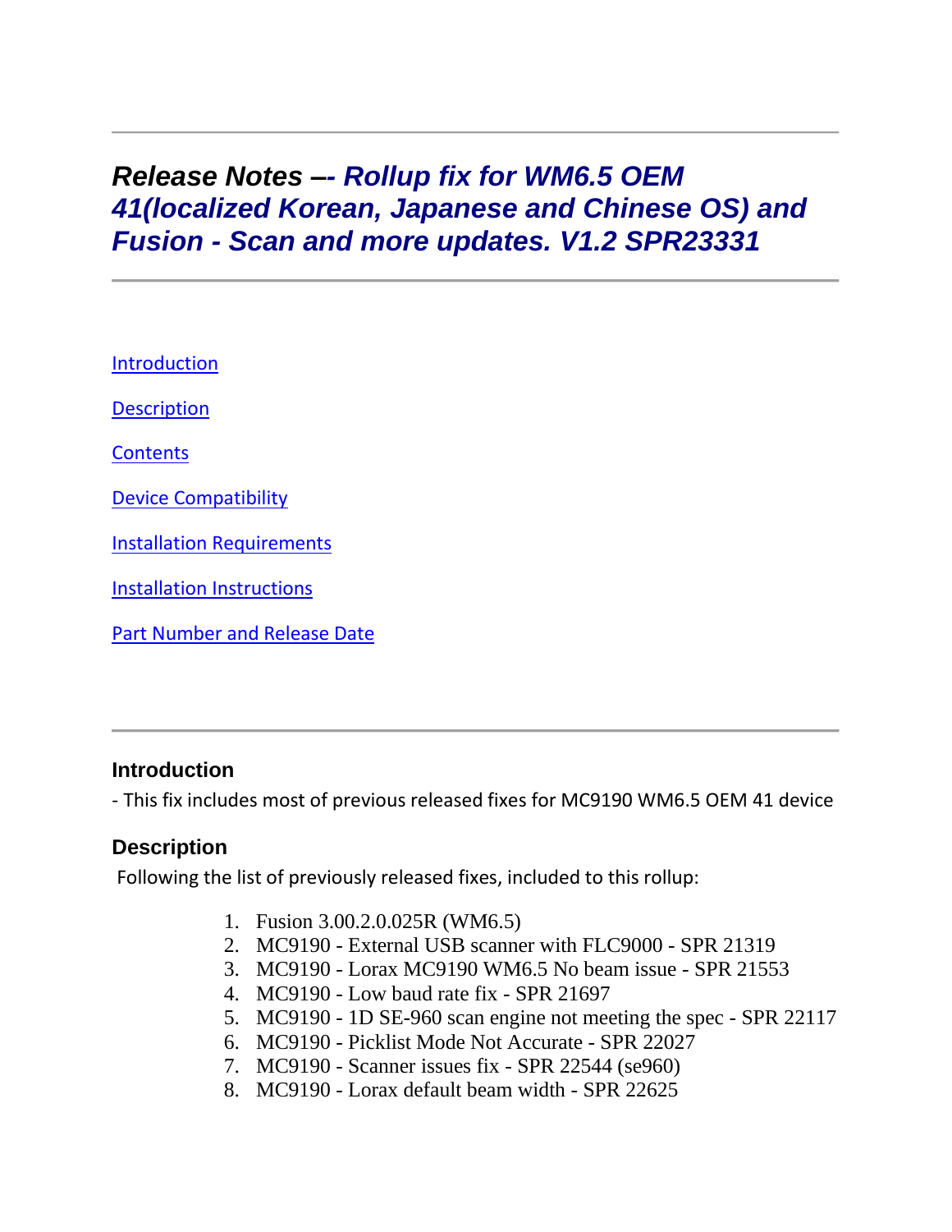# *Release Notes –- Rollup fix for WM6.5 OEM 41(localized Korean, Japanese and Chinese OS) and Fusion - Scan and more updates. V1.2 SPR23331*

---

[Introduction](#introduction)

[Description](#description)

[Contents](#contents)

[Device Compatibility](#device-compatibility)

[Installation Requirements](#installation-requirements)

[Installation Instructions](#installation-instructions)

[Part Number and Release Date](#part-number-and-release-date)

---

## Introduction

- This fix includes most of previous released fixes for MC9190 WM6.5 OEM 41 device

## Description

Following the list of previously released fixes, included to this rollup:

1. Fusion 3.00.2.0.025R (WM6.5)
2. MC9190 - External USB scanner with FLC9000 - SPR 21319
3. MC9190 - Lorax MC9190 WM6.5 No beam issue - SPR 21553
4. MC9190 - Low baud rate fix - SPR 21697
5. MC9190 - 1D SE-960 scan engine not meeting the spec - SPR 22117
6. MC9190 - Picklist Mode Not Accurate - SPR 22027
7. MC9190 - Scanner issues fix - SPR 22544 (se960)
8. MC9190 - Lorax default beam width - SPR 22625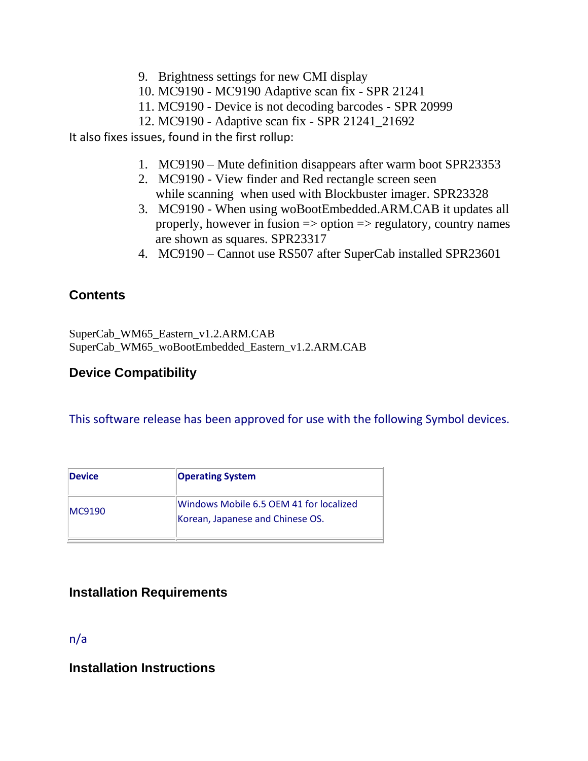9. Brightness settings for new CMI display
10. MC9190 - MC9190 Adaptive scan fix - SPR 21241
11. MC9190 - Device is not decoding barcodes - SPR 20999
12. MC9190 - Adaptive scan fix - SPR 21241_21692

It also fixes issues, found in the first rollup:

1. MC9190 – Mute definition disappears after warm boot SPR23353
2. MC9190 - View finder and Red rectangle screen seen while scanning when used with Blockbuster imager. SPR23328
3. MC9190 - When using woBootEmbedded.ARM.CAB it updates all properly, however in fusion => option => regulatory, country names are shown as squares. SPR23317
4. MC9190 – Cannot use RS507 after SuperCab installed SPR23601

## Contents

SuperCab_WM65_Eastern_v1.2.ARM.CAB
SuperCab_WM65_woBootEmbedded_Eastern_v1.2.ARM.CAB

## Device Compatibility

This software release has been approved for use with the following Symbol devices.

| Device | Operating System |
| --- | --- |
| MC9190 | Windows Mobile 6.5 OEM 41 for localized Korean, Japanese and Chinese OS. |

## Installation Requirements

n/a

## Installation Instructions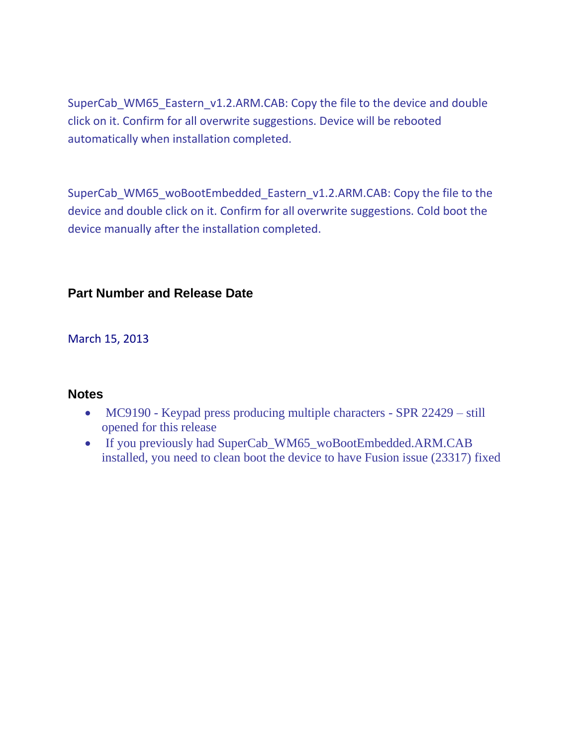SuperCab_WM65_Eastern_v1.2.ARM.CAB: Copy the file to the device and double click on it. Confirm for all overwrite suggestions. Device will be rebooted automatically when installation completed.

SuperCab_WM65_woBootEmbedded_Eastern_v1.2.ARM.CAB: Copy the file to the device and double click on it. Confirm for all overwrite suggestions. Cold boot the device manually after the installation completed.

### Part Number and Release Date

March 15, 2013

### Notes

- MC9190 - Keypad press producing multiple characters - SPR 22429 – still opened for this release
- If you previously had SuperCab_WM65_woBootEmbedded.ARM.CAB installed, you need to clean boot the device to have Fusion issue (23317) fixed